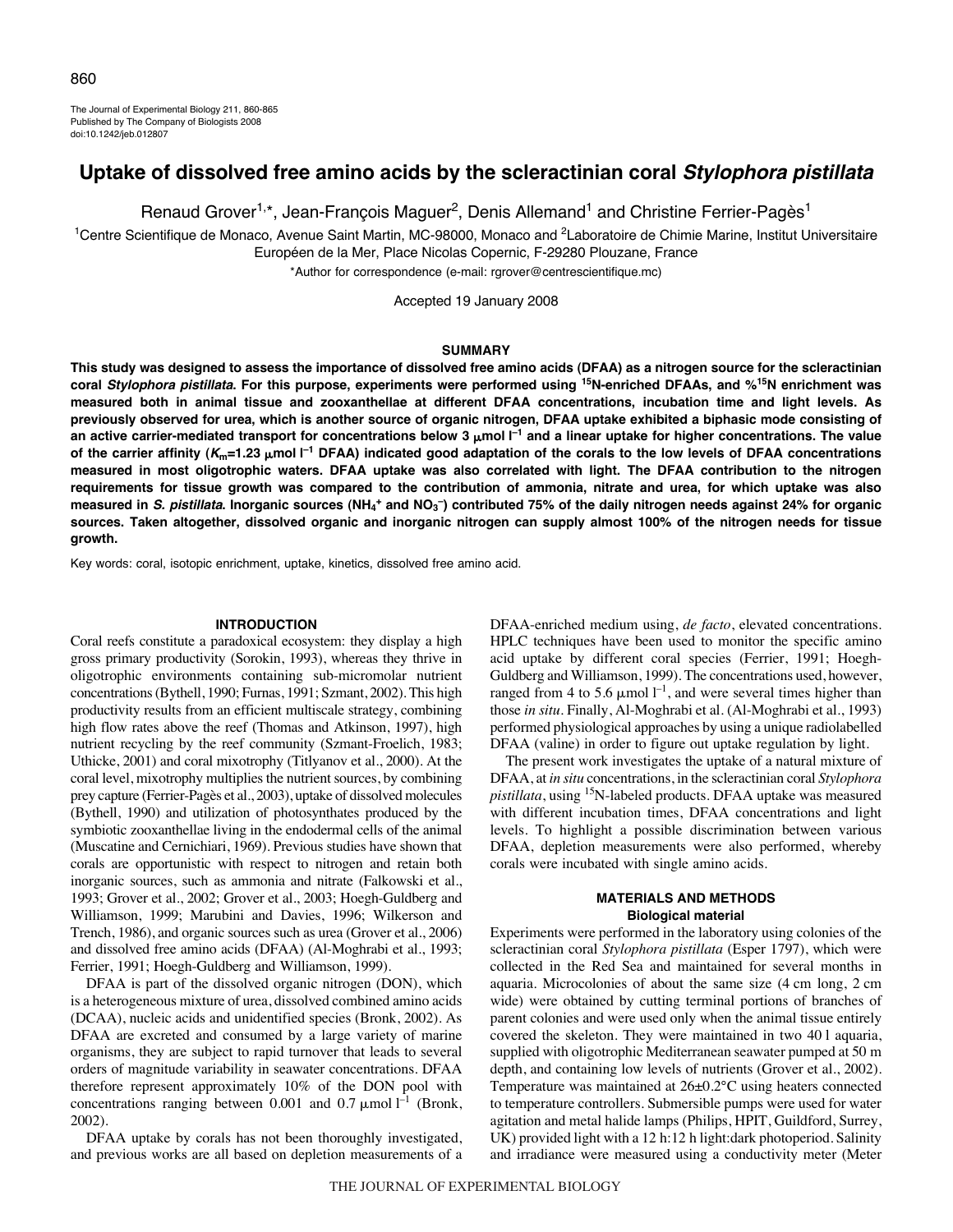# Uptake of dissolved free amino acids by the scleractinian coral *Stylophora pistillata*

Renaud Grover[1,*], Jean-François Maguer[2], Denis Allemand[1] and Christine Ferrier-Pagès[1]

[1]Centre Scientifique de Monaco, Avenue Saint Martin, MC-98000, Monaco and [2]Laboratoire de Chimie Marine, Institut Universitaire Européen de la Mer, Place Nicolas Copernic, F-29280 Plouzane, France

*Author for correspondence (e-mail: rgrover@centrescientifique.mc)

Accepted 19 January 2008

## SUMMARY

**This study was designed to assess the importance of dissolved free amino acids (DFAA) as a nitrogen source for the scleractinian coral *Stylophora pistillata*. For this purpose, experiments were performed using $^{15}N$-enriched DFAAs, and %$^{15}N$ enrichment was measured both in animal tissue and zooxanthellae at different DFAA concentrations, incubation time and light levels. As previously observed for urea, which is another source of organic nitrogen, DFAA uptake exhibited a biphasic mode consisting of an active carrier-mediated transport for concentrations below 3 μmol $l^{-1}$ and a linear uptake for higher concentrations. The value of the carrier affinity ($K_m$=1.23 μmol $l^{-1}$ DFAA) indicated good adaptation of the corals to the low levels of DFAA concentrations measured in most oligotrophic waters. DFAA uptake was also correlated with light. The DFAA contribution to the nitrogen requirements for tissue growth was compared to the contribution of ammonia, nitrate and urea, for which uptake was also measured in *S. pistillata*. Inorganic sources ($NH_4^+$ and $NO_3^-$) contributed 75% of the daily nitrogen needs against 24% for organic sources. Taken altogether, dissolved organic and inorganic nitrogen can supply almost 100% of the nitrogen needs for tissue growth.**

Key words: coral, isotopic enrichment, uptake, kinetics, dissolved free amino acid.

## INTRODUCTION

Coral reefs constitute a paradoxical ecosystem: they display a high gross primary productivity (Sorokin, 1993), whereas they thrive in oligotrophic environments containing sub-micromolar nutrient concentrations (Bythell, 1990; Furnas, 1991; Szmant, 2002). This high productivity results from an efficient multiscale strategy, combining high flow rates above the reef (Thomas and Atkinson, 1997), high nutrient recycling by the reef community (Szmant-Froelich, 1983; Uthicke, 2001) and coral mixotrophy (Titlyanov et al., 2000). At the coral level, mixotrophy multiplies the nutrient sources, by combining prey capture (Ferrier-Pagès et al., 2003), uptake of dissolved molecules (Bythell, 1990) and utilization of photosynthates produced by the symbiotic zooxanthellae living in the endodermal cells of the animal (Muscatine and Cernichiari, 1969). Previous studies have shown that corals are opportunistic with respect to nitrogen and retain both inorganic sources, such as ammonia and nitrate (Falkowski et al., 1993; Grover et al., 2002; Grover et al., 2003; Hoegh-Guldberg and Williamson, 1999; Marubini and Davies, 1996; Wilkerson and Trench, 1986), and organic sources such as urea (Grover et al., 2006) and dissolved free amino acids (DFAA) (Al-Moghrabi et al., 1993; Ferrier, 1991; Hoegh-Guldberg and Williamson, 1999).

DFAA is part of the dissolved organic nitrogen (DON), which is a heterogeneous mixture of urea, dissolved combined amino acids (DCAA), nucleic acids and unidentified species (Bronk, 2002). As DFAA are excreted and consumed by a large variety of marine organisms, they are subject to rapid turnover that leads to several orders of magnitude variability in seawater concentrations. DFAA therefore represent approximately 10% of the DON pool with concentrations ranging between 0.001 and 0.7 μmol $l^{-1}$ (Bronk, 2002).

DFAA uptake by corals has not been thoroughly investigated, and previous works are all based on depletion measurements of a DFAA-enriched medium using, *de facto*, elevated concentrations. HPLC techniques have been used to monitor the specific amino acid uptake by different coral species (Ferrier, 1991; Hoegh-Guldberg and Williamson, 1999). The concentrations used, however, ranged from 4 to 5.6 μmol $l^{-1}$, and were several times higher than those *in situ*. Finally, Al-Moghrabi et al. (Al-Moghrabi et al., 1993) performed physiological approaches by using a unique radiolabelled DFAA (valine) in order to figure out uptake regulation by light.

The present work investigates the uptake of a natural mixture of DFAA, at *in situ* concentrations, in the scleractinian coral *Stylophora pistillata*, using $^{15}N$-labeled products. DFAA uptake was measured with different incubation times, DFAA concentrations and light levels. To highlight a possible discrimination between various DFAA, depletion measurements were also performed, whereby corals were incubated with single amino acids.

## MATERIALS AND METHODS

### Biological material

Experiments were performed in the laboratory using colonies of the scleractinian coral *Stylophora pistillata* (Esper 1797), which were collected in the Red Sea and maintained for several months in aquaria. Microcolonies of about the same size (4 cm long, 2 cm wide) were obtained by cutting terminal portions of branches of parent colonies and were used only when the animal tissue entirely covered the skeleton. They were maintained in two 40 l aquaria, supplied with oligotrophic Mediterranean seawater pumped at 50 m depth, and containing low levels of nutrients (Grover et al., 2002). Temperature was maintained at 26±0.2°C using heaters connected to temperature controllers. Submersible pumps were used for water agitation and metal halide lamps (Philips, HPIT, Guildford, Surrey, UK) provided light with a 12 h:12 h light:dark photoperiod. Salinity and irradiance were measured using a conductivity meter (Meter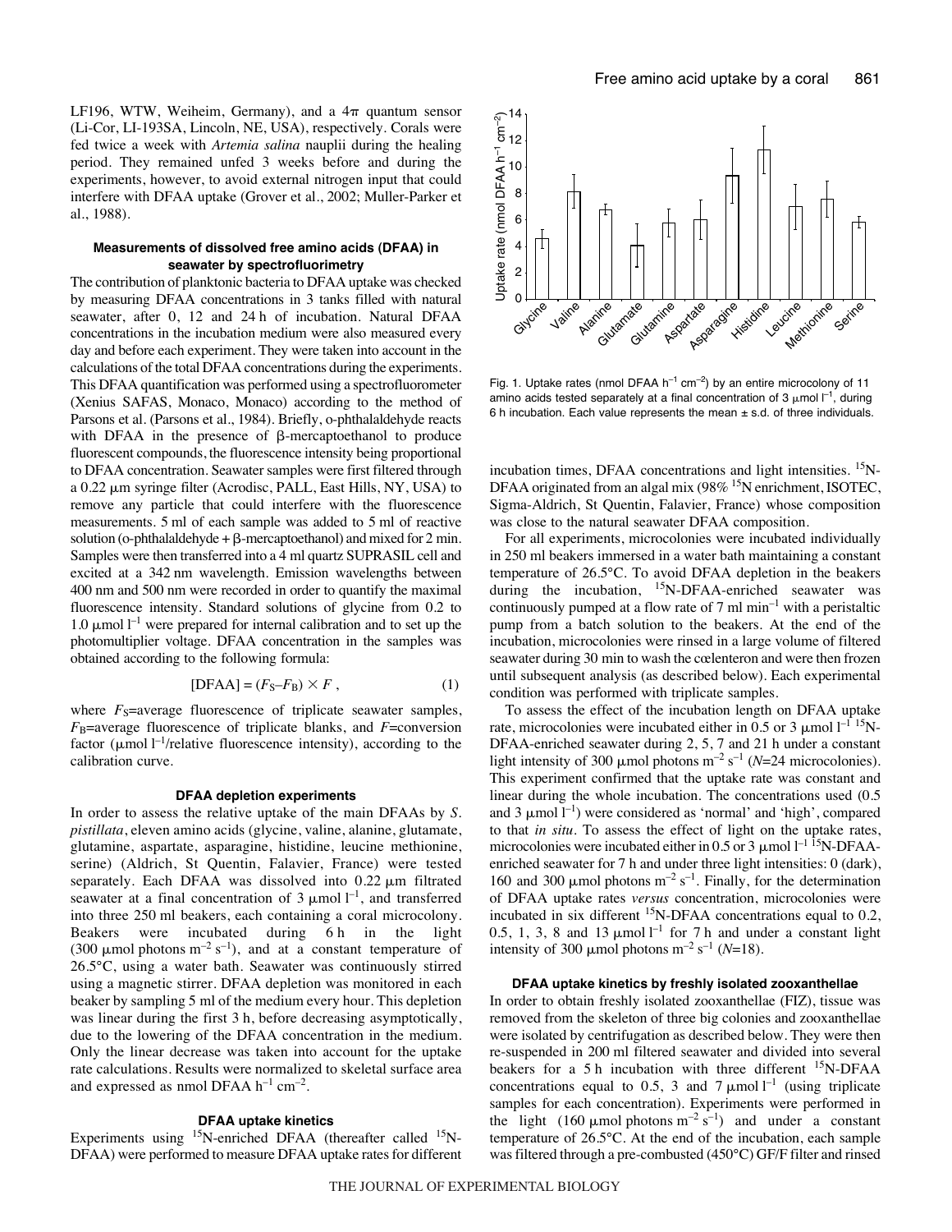LF196, WTW, Weiheim, Germany), and a 4π quantum sensor (Li-Cor, LI-193SA, Lincoln, NE, USA), respectively. Corals were fed twice a week with *Artemia salina* nauplii during the healing period. They remained unfed 3 weeks before and during the experiments, however, to avoid external nitrogen input that could interfere with DFAA uptake (Grover et al., 2002; Muller-Parker et al., 1988).

### Measurements of dissolved free amino acids (DFAA) in seawater by spectrofluorimetry

The contribution of planktonic bacteria to DFAA uptake was checked by measuring DFAA concentrations in 3 tanks filled with natural seawater, after 0, 12 and 24 h of incubation. Natural DFAA concentrations in the incubation medium were also measured every day and before each experiment. They were taken into account in the calculations of the total DFAA concentrations during the experiments. This DFAA quantification was performed using a spectrofluorometer (Xenius SAFAS, Monaco, Monaco) according to the method of Parsons et al. (Parsons et al., 1984). Briefly, o-phthalaldehyde reacts with DFAA in the presence of β-mercaptoethanol to produce fluorescent compounds, the fluorescence intensity being proportional to DFAA concentration. Seawater samples were first filtered through a 0.22 μm syringe filter (Acrodisc, PALL, East Hills, NY, USA) to remove any particle that could interfere with the fluorescence measurements. 5 ml of each sample was added to 5 ml of reactive solution (o-phthalaldehyde + β-mercaptoethanol) and mixed for 2 min. Samples were then transferred into a 4 ml quartz SUPRASIL cell and excited at a 342 nm wavelength. Emission wavelengths between 400 nm and 500 nm were recorded in order to quantify the maximal fluorescence intensity. Standard solutions of glycine from 0.2 to 1.0 μmol $l^{-1}$ were prepared for internal calibration and to set up the photomultiplier voltage. DFAA concentration in the samples was obtained according to the following formula:

$$[\mathrm{DFAA}] = (F_S - F_B) \times F\,, \quad (1)$$

where $F_S$=average fluorescence of triplicate seawater samples, $F_B$=average fluorescence of triplicate blanks, and $F$=conversion factor (μmol $l^{-1}$/relative fluorescence intensity), according to the calibration curve.

### DFAA depletion experiments

In order to assess the relative uptake of the main DFAAs by *S. pistillata*, eleven amino acids (glycine, valine, alanine, glutamate, glutamine, aspartate, asparagine, histidine, leucine methionine, serine) (Aldrich, St Quentin, Falavier, France) were tested separately. Each DFAA was dissolved into 0.22 μm filtrated seawater at a final concentration of 3 μmol $l^{-1}$, and transferred into three 250 ml beakers, each containing a coral microcolony. Beakers were incubated during 6 h in the light (300 μmol photons $m^{-2}$ $s^{-1}$), and at a constant temperature of 26.5°C, using a water bath. Seawater was continuously stirred using a magnetic stirrer. DFAA depletion was monitored in each beaker by sampling 5 ml of the medium every hour. This depletion was linear during the first 3 h, before decreasing asymptotically, due to the lowering of the DFAA concentration in the medium. Only the linear decrease was taken into account for the uptake rate calculations. Results were normalized to skeletal surface area and expressed as nmol DFAA $h^{-1}$ $cm^{-2}$.

### DFAA uptake kinetics

Experiments using $^{15}$N-enriched DFAA (thereafter called $^{15}$N-DFAA) were performed to measure DFAA uptake rates for different incubation times, DFAA concentrations and light intensities. $^{15}$N-DFAA originated from an algal mix (98% $^{15}$N enrichment, ISOTEC, Sigma-Aldrich, St Quentin, Falavier, France) whose composition was close to the natural seawater DFAA composition.

For all experiments, microcolonies were incubated individually in 250 ml beakers immersed in a water bath maintaining a constant temperature of 26.5°C. To avoid DFAA depletion in the beakers during the incubation, $^{15}$N-DFAA-enriched seawater was continuously pumped at a flow rate of 7 ml $min^{-1}$ with a peristaltic pump from a batch solution to the beakers. At the end of the incubation, microcolonies were rinsed in a large volume of filtered seawater during 30 min to wash the cœlenteron and were then frozen until subsequent analysis (as described below). Each experimental condition was performed with triplicate samples.

To assess the effect of the incubation length on DFAA uptake rate, microcolonies were incubated either in 0.5 or 3 μmol $l^{-1}$ $^{15}$N-DFAA-enriched seawater during 2, 5, 7 and 21 h under a constant light intensity of 300 μmol photons $m^{-2}$ $s^{-1}$ ($N$=24 microcolonies). This experiment confirmed that the uptake rate was constant and linear during the whole incubation. The concentrations used (0.5 and 3 μmol $l^{-1}$) were considered as 'normal' and 'high', compared to that *in situ*. To assess the effect of light on the uptake rates, microcolonies were incubated either in 0.5 or 3 μmol $l^{-1}$ $^{15}$N-DFAA-enriched seawater for 7 h and under three light intensities: 0 (dark), 160 and 300 μmol photons $m^{-2}$ $s^{-1}$. Finally, for the determination of DFAA uptake rates *versus* concentration, microcolonies were incubated in six different $^{15}$N-DFAA concentrations equal to 0.2, 0.5, 1, 3, 8 and 13 μmol $l^{-1}$ for 7 h and under a constant light intensity of 300 μmol photons $m^{-2}$ $s^{-1}$ ($N$=18).

### DFAA uptake kinetics by freshly isolated zooxanthellae

In order to obtain freshly isolated zooxanthellae (FIZ), tissue was removed from the skeleton of three big colonies and zooxanthellae were isolated by centrifugation as described below. They were then re-suspended in 200 ml filtered seawater and divided into several beakers for a 5 h incubation with three different $^{15}$N-DFAA concentrations equal to 0.5, 3 and 7 μmol $l^{-1}$ (using triplicate samples for each concentration). Experiments were performed in the light (160 μmol photons $m^{-2}$ $s^{-1}$) and under a constant temperature of 26.5°C. At the end of the incubation, each sample was filtered through a pre-combusted (450°C) GF/F filter and rinsed

Fig. 1. Uptake rates (nmol DFAA $h^{-1}$ $cm^{-2}$) by an entire microcolony of 11 amino acids tested separately at a final concentration of 3 μmol $l^{-1}$, during 6 h incubation. Each value represents the mean ± s.d. of three individuals.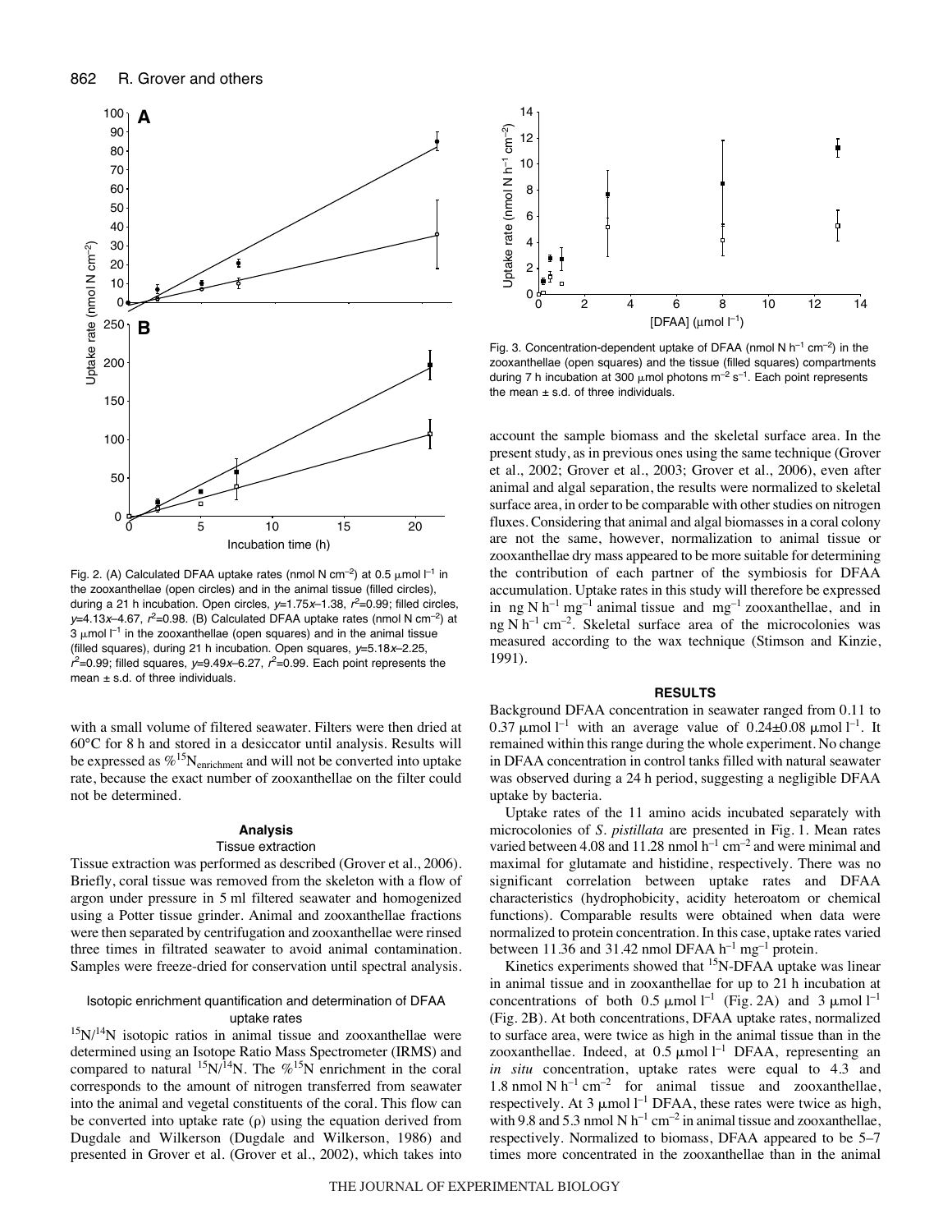Fig. 2. (A) Calculated DFAA uptake rates (nmol N cm$^{-2}$) at 0.5 μmol l$^{-1}$ in the zooxanthellae (open circles) and in the animal tissue (filled circles), during a 21 h incubation. Open circles, $y$=1.75$x$–1.38, $r^2$=0.99; filled circles, $y$=4.13$x$–4.67, $r^2$=0.98. (B) Calculated DFAA uptake rates (nmol N cm$^{-2}$) at 3 μmol l$^{-1}$ in the zooxanthellae (open squares) and in the animal tissue (filled squares), during 21 h incubation. Open squares, $y$=5.18$x$–2.25, $r^2$=0.99; filled squares, $y$=9.49$x$–6.27, $r^2$=0.99. Each point represents the mean ± s.d. of three individuals.

with a small volume of filtered seawater. Filters were then dried at 60°C for 8 h and stored in a desiccator until analysis. Results will be expressed as $\%^{15}N_{enrichment}$ and will not be converted into uptake rate, because the exact number of zooxanthellae on the filter could not be determined.

### Analysis

#### Tissue extraction

Tissue extraction was performed as described (Grover et al., 2006). Briefly, coral tissue was removed from the skeleton with a flow of argon under pressure in 5 ml filtered seawater and homogenized using a Potter tissue grinder. Animal and zooxanthellae fractions were then separated by centrifugation and zooxanthellae were rinsed three times in filtrated seawater to avoid animal contamination. Samples were freeze-dried for conservation until spectral analysis.

#### Isotopic enrichment quantification and determination of DFAA uptake rates

$^{15}N/^{14}N$ isotopic ratios in animal tissue and zooxanthellae were determined using an Isotope Ratio Mass Spectrometer (IRMS) and compared to natural $^{15}N/^{14}N$. The $\%^{15}N$ enrichment in the coral corresponds to the amount of nitrogen transferred from seawater into the animal and vegetal constituents of the coral. This flow can be converted into uptake rate (ρ) using the equation derived from Dugdale and Wilkerson (Dugdale and Wilkerson, 1986) and presented in Grover et al. (Grover et al., 2002), which takes into account the sample biomass and the skeletal surface area. In the present study, as in previous ones using the same technique (Grover et al., 2002; Grover et al., 2003; Grover et al., 2006), even after animal and algal separation, the results were normalized to skeletal surface area, in order to be comparable with other studies on nitrogen fluxes. Considering that animal and algal biomasses in a coral colony are not the same, however, normalization to animal tissue or zooxanthellae dry mass appeared to be more suitable for determining the contribution of each partner of the symbiosis for DFAA accumulation. Uptake rates in this study will therefore be expressed in ng N h$^{-1}$ mg$^{-1}$ animal tissue and mg$^{-1}$ zooxanthellae, and in ng N h$^{-1}$ cm$^{-2}$. Skeletal surface area of the microcolonies was measured according to the wax technique (Stimson and Kinzie, 1991).

Fig. 3. Concentration-dependent uptake of DFAA (nmol N h$^{-1}$ cm$^{-2}$) in the zooxanthellae (open squares) and the tissue (filled squares) compartments during 7 h incubation at 300 μmol photons m$^{-2}$ s$^{-1}$. Each point represents the mean ± s.d. of three individuals.

## RESULTS

Background DFAA concentration in seawater ranged from 0.11 to 0.37 μmol l$^{-1}$ with an average value of 0.24±0.08 μmol l$^{-1}$. It remained within this range during the whole experiment. No change in DFAA concentration in control tanks filled with natural seawater was observed during a 24 h period, suggesting a negligible DFAA uptake by bacteria.

Uptake rates of the 11 amino acids incubated separately with microcolonies of *S. pistillata* are presented in Fig. 1. Mean rates varied between 4.08 and 11.28 nmol h$^{-1}$ cm$^{-2}$ and were minimal and maximal for glutamate and histidine, respectively. There was no significant correlation between uptake rates and DFAA characteristics (hydrophobicity, acidity heteroatom or chemical functions). Comparable results were obtained when data were normalized to protein concentration. In this case, uptake rates varied between 11.36 and 31.42 nmol DFAA h$^{-1}$ mg$^{-1}$ protein.

Kinetics experiments showed that $^{15}$N-DFAA uptake was linear in animal tissue and in zooxanthellae for up to 21 h incubation at concentrations of both 0.5 μmol l$^{-1}$ (Fig. 2A) and 3 μmol l$^{-1}$ (Fig. 2B). At both concentrations, DFAA uptake rates, normalized to surface area, were twice as high in the animal tissue than in the zooxanthellae. Indeed, at 0.5 μmol l$^{-1}$ DFAA, representing an *in situ* concentration, uptake rates were equal to 4.3 and 1.8 nmol N h$^{-1}$ cm$^{-2}$ for animal tissue and zooxanthellae, respectively. At 3 μmol l$^{-1}$ DFAA, these rates were twice as high, with 9.8 and 5.3 nmol N h$^{-1}$ cm$^{-2}$ in animal tissue and zooxanthellae, respectively. Normalized to biomass, DFAA appeared to be 5–7 times more concentrated in the zooxanthellae than in the animal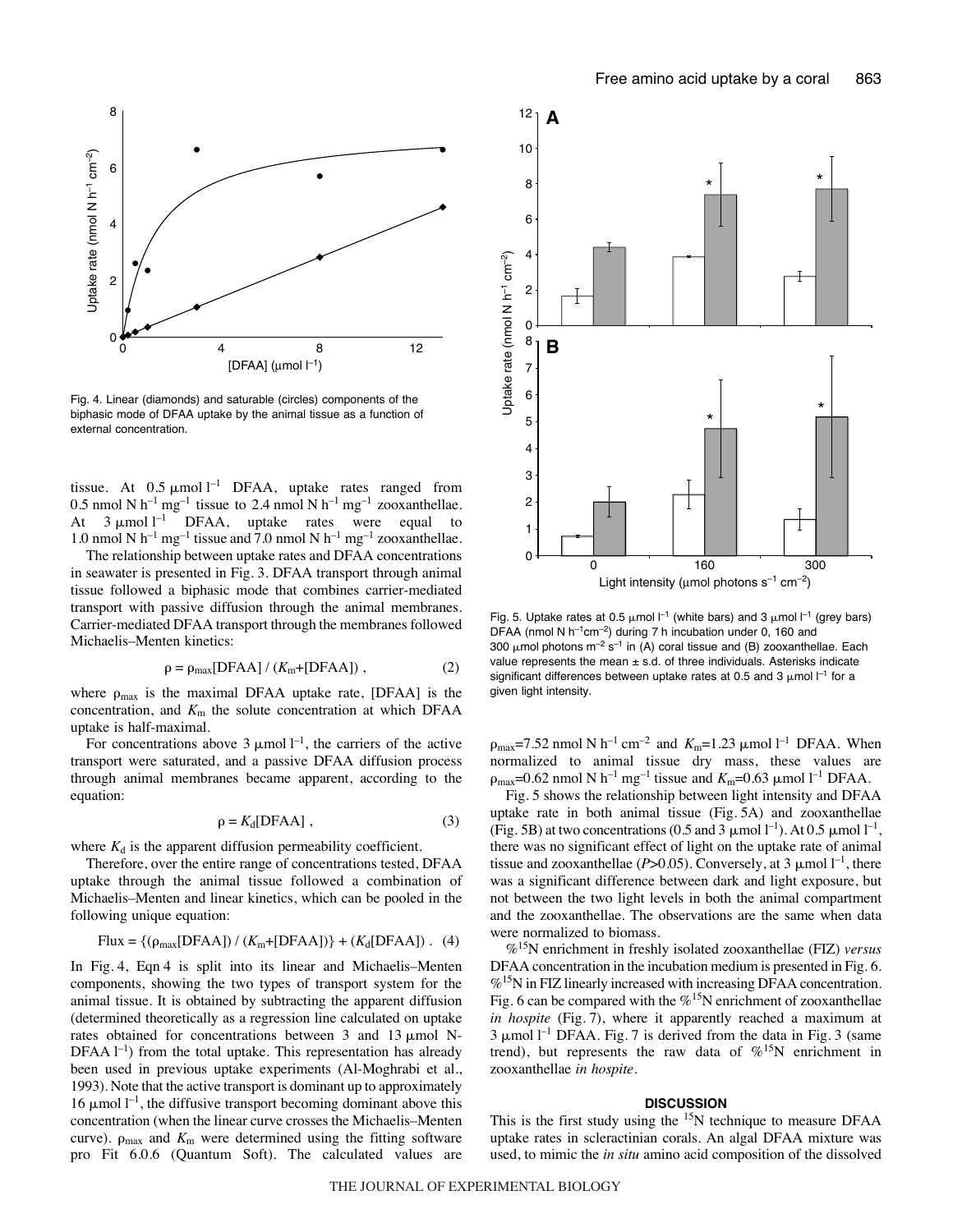Fig. 4. Linear (diamonds) and saturable (circles) components of the biphasic mode of DFAA uptake by the animal tissue as a function of external concentration.

tissue. At 0.5 μmol $l^{-1}$ DFAA, uptake rates ranged from 0.5 nmol N $h^{-1}$ $mg^{-1}$ tissue to 2.4 nmol N $h^{-1}$ $mg^{-1}$ zooxanthellae. At 3 μmol $l^{-1}$ DFAA, uptake rates were equal to 1.0 nmol N $h^{-1}$ $mg^{-1}$ tissue and 7.0 nmol N $h^{-1}$ $mg^{-1}$ zooxanthellae.

The relationship between uptake rates and DFAA concentrations in seawater is presented in Fig. 3. DFAA transport through animal tissue followed a biphasic mode that combines carrier-mediated transport with passive diffusion through the animal membranes. Carrier-mediated DFAA transport through the membranes followed Michaelis–Menten kinetics:

$$\rho = \rho_{max}[\text{DFAA}] / (K_m + [\text{DFAA}]) \,, \qquad (2)$$

where $\rho_{max}$ is the maximal DFAA uptake rate, [DFAA] is the concentration, and $K_m$ the solute concentration at which DFAA uptake is half-maximal.

For concentrations above 3 μmol $l^{-1}$, the carriers of the active transport were saturated, and a passive DFAA diffusion process through animal membranes became apparent, according to the equation:

$$\rho = K_d[\text{DFAA}] \,, \qquad (3)$$

where $K_d$ is the apparent diffusion permeability coefficient.

Therefore, over the entire range of concentrations tested, DFAA uptake through the animal tissue followed a combination of Michaelis–Menten and linear kinetics, which can be pooled in the following unique equation:

$$\text{Flux} = \{(\rho_{max}[\text{DFAA}]) / (K_m + [\text{DFAA}])\} + (K_d[\text{DFAA}]) \,. \qquad (4)$$

In Fig. 4, Eqn 4 is split into its linear and Michaelis–Menten components, showing the two types of transport system for the animal tissue. It is obtained by subtracting the apparent diffusion (determined theoretically as a regression line calculated on uptake rates obtained for concentrations between 3 and 13 μmol N-DFAA $l^{-1}$) from the total uptake. This representation has already been used in previous uptake experiments (Al-Moghrabi et al., 1993). Note that the active transport is dominant up to approximately 16 μmol $l^{-1}$, the diffusive transport becoming dominant above this concentration (when the linear curve crosses the Michaelis–Menten curve). $\rho_{max}$ and $K_m$ were determined using the fitting software pro Fit 6.0.6 (Quantum Soft). The calculated values are $\rho_{max}$=7.52 nmol N $h^{-1}$ $cm^{-2}$ and $K_m$=1.23 μmol $l^{-1}$ DFAA. When normalized to animal tissue dry mass, these values are $\rho_{max}$=0.62 nmol N $h^{-1}$ $mg^{-1}$ tissue and $K_m$=0.63 μmol $l^{-1}$ DFAA.

Fig. 5. Uptake rates at 0.5 μmol $l^{-1}$ (white bars) and 3 μmol $l^{-1}$ (grey bars) DFAA (nmol N $h^{-1}cm^{-2}$) during 7 h incubation under 0, 160 and 300 μmol photons $m^{-2}$ $s^{-1}$ in (A) coral tissue and (B) zooxanthellae. Each value represents the mean ± s.d. of three individuals. Asterisks indicate significant differences between uptake rates at 0.5 and 3 μmol $l^{-1}$ for a given light intensity.

Fig. 5 shows the relationship between light intensity and DFAA uptake rate in both animal tissue (Fig. 5A) and zooxanthellae (Fig. 5B) at two concentrations (0.5 and 3 μmol $l^{-1}$). At 0.5 μmol $l^{-1}$, there was no significant effect of light on the uptake rate of animal tissue and zooxanthellae ($P$>0.05). Conversely, at 3 μmol $l^{-1}$, there was a significant difference between dark and light exposure, but not between the two light levels in both the animal compartment and the zooxanthellae. The observations are the same when data were normalized to biomass.

%$^{15}$N enrichment in freshly isolated zooxanthellae (FIZ) *versus* DFAA concentration in the incubation medium is presented in Fig. 6. %$^{15}$N in FIZ linearly increased with increasing DFAA concentration. Fig. 6 can be compared with the %$^{15}$N enrichment of zooxanthellae *in hospite* (Fig. 7), where it apparently reached a maximum at 3 μmol $l^{-1}$ DFAA. Fig. 7 is derived from the data in Fig. 3 (same trend), but represents the raw data of %$^{15}$N enrichment in zooxanthellae *in hospite*.

## DISCUSSION

This is the first study using the $^{15}$N technique to measure DFAA uptake rates in scleractinian corals. An algal DFAA mixture was used, to mimic the *in situ* amino acid composition of the dissolved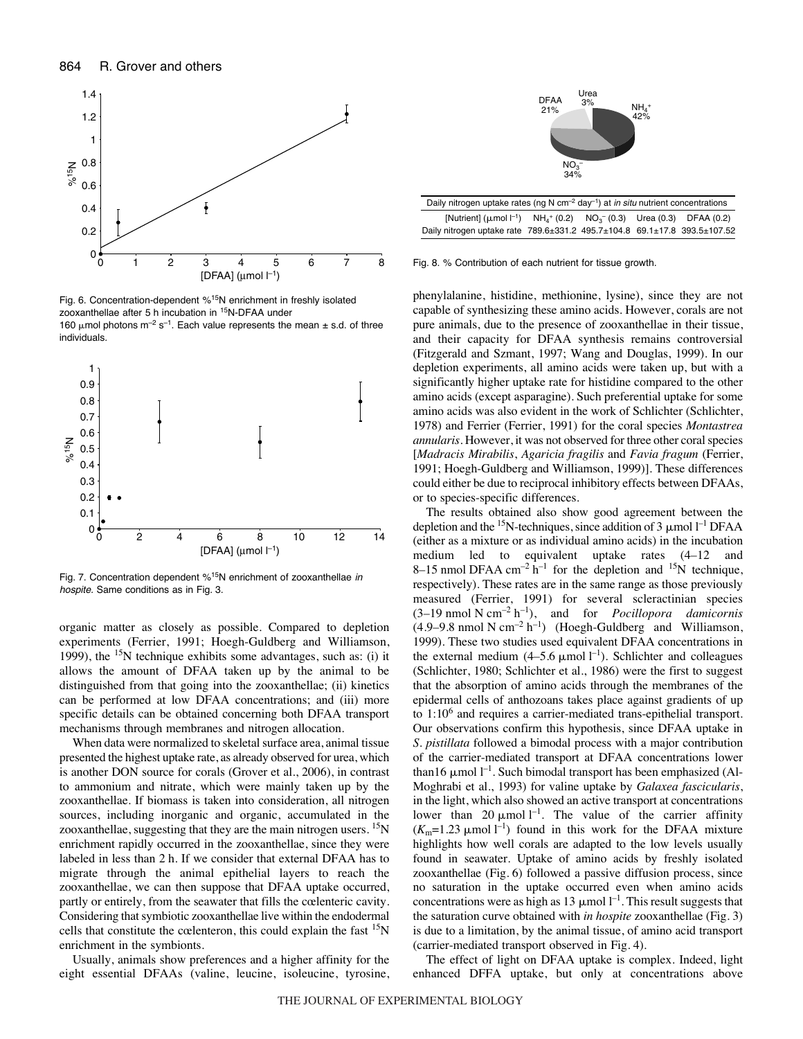Fig. 6. Concentration-dependent %$^{15}$N enrichment in freshly isolated zooxanthellae after 5 h incubation in $^{15}$N-DFAA under 160 μmol photons m$^{-2}$ s$^{-1}$. Each value represents the mean ± s.d. of three individuals.

Fig. 7. Concentration dependent %$^{15}$N enrichment of zooxanthellae *in hospite*. Same conditions as in Fig. 3.

| Daily nitrogen uptake rates (ng N cm$^{-2}$ day$^{-1}$) at *in situ* nutrient concentrations | | | | |
|---|---|---|---|---|
| [Nutrient] (μmol l$^{-1}$) | $NH_4^+$ (0.2) | $NO_3^-$ (0.3) | Urea (0.3) | DFAA (0.2) |
| Daily nitrogen uptake rate | 789.6±331.2 | 495.7±104.8 | 69.1±17.8 | 393.5±107.52 |

Fig. 8. % Contribution of each nutrient for tissue growth.

organic matter as closely as possible. Compared to depletion experiments (Ferrier, 1991; Hoegh-Guldberg and Williamson, 1999), the $^{15}$N technique exhibits some advantages, such as: (i) it allows the amount of DFAA taken up by the animal to be distinguished from that going into the zooxanthellae; (ii) kinetics can be performed at low DFAA concentrations; and (iii) more specific details can be obtained concerning both DFAA transport mechanisms through membranes and nitrogen allocation.

When data were normalized to skeletal surface area, animal tissue presented the highest uptake rate, as already observed for urea, which is another DON source for corals (Grover et al., 2006), in contrast to ammonium and nitrate, which were mainly taken up by the zooxanthellae. If biomass is taken into consideration, all nitrogen sources, including inorganic and organic, accumulated in the zooxanthellae, suggesting that they are the main nitrogen users. $^{15}$N enrichment rapidly occurred in the zooxanthellae, since they were labeled in less than 2 h. If we consider that external DFAA has to migrate through the animal epithelial layers to reach the zooxanthellae, we can then suppose that DFAA uptake occurred, partly or entirely, from the seawater that fills the cœlenteric cavity. Considering that symbiotic zooxanthellae live within the endodermal cells that constitute the cœlenteron, this could explain the fast $^{15}$N enrichment in the symbionts.

Usually, animals show preferences and a higher affinity for the eight essential DFAAs (valine, leucine, isoleucine, tyrosine, phenylalanine, histidine, methionine, lysine), since they are not capable of synthesizing these amino acids. However, corals are not pure animals, due to the presence of zooxanthellae in their tissue, and their capacity for DFAA synthesis remains controversial (Fitzgerald and Szmant, 1997; Wang and Douglas, 1999). In our depletion experiments, all amino acids were taken up, but with a significantly higher uptake rate for histidine compared to the other amino acids (except asparagine). Such preferential uptake for some amino acids was also evident in the work of Schlichter (Schlichter, 1978) and Ferrier (Ferrier, 1991) for the coral species *Montastrea annularis*. However, it was not observed for three other coral species [*Madracis Mirabilis*, *Agaricia fragilis* and *Favia fragum* (Ferrier, 1991; Hoegh-Guldberg and Williamson, 1999)]. These differences could either be due to reciprocal inhibitory effects between DFAAs, or to species-specific differences.

The results obtained also show good agreement between the depletion and the $^{15}$N-techniques, since addition of 3 μmol l$^{-1}$ DFAA (either as a mixture or as individual amino acids) in the incubation medium led to equivalent uptake rates (4–12 and 8–15 nmol DFAA cm$^{-2}$ h$^{-1}$ for the depletion and $^{15}$N technique, respectively). These rates are in the same range as those previously measured (Ferrier, 1991) for several scleractinian species (3–19 nmol N cm$^{-2}$ h$^{-1}$), and for *Pocillopora damicornis* (4.9–9.8 nmol N cm$^{-2}$ h$^{-1}$) (Hoegh-Guldberg and Williamson, 1999). These two studies used equivalent DFAA concentrations in the external medium (4–5.6 μmol l$^{-1}$). Schlichter and colleagues (Schlichter, 1980; Schlichter et al., 1986) were the first to suggest that the absorption of amino acids through the membranes of the epidermal cells of anthozoans takes place against gradients of up to 1:10$^6$ and requires a carrier-mediated trans-epithelial transport. Our observations confirm this hypothesis, since DFAA uptake in *S. pistillata* followed a bimodal process with a major contribution of the carrier-mediated transport at DFAA concentrations lower than16 μmol l$^{-1}$. Such bimodal transport has been emphasized (Al-Moghrabi et al., 1993) for valine uptake by *Galaxea fascicularis*, in the light, which also showed an active transport at concentrations lower than 20 μmol l$^{-1}$. The value of the carrier affinity ($K_m$=1.23 μmol l$^{-1}$) found in this work for the DFAA mixture highlights how well corals are adapted to the low levels usually found in seawater. Uptake of amino acids by freshly isolated zooxanthellae (Fig. 6) followed a passive diffusion process, since no saturation in the uptake occurred even when amino acids concentrations were as high as 13 μmol l$^{-1}$. This result suggests that the saturation curve obtained with *in hospite* zooxanthellae (Fig. 3) is due to a limitation, by the animal tissue, of amino acid transport (carrier-mediated transport observed in Fig. 4).

The effect of light on DFAA uptake is complex. Indeed, light enhanced DFFA uptake, but only at concentrations above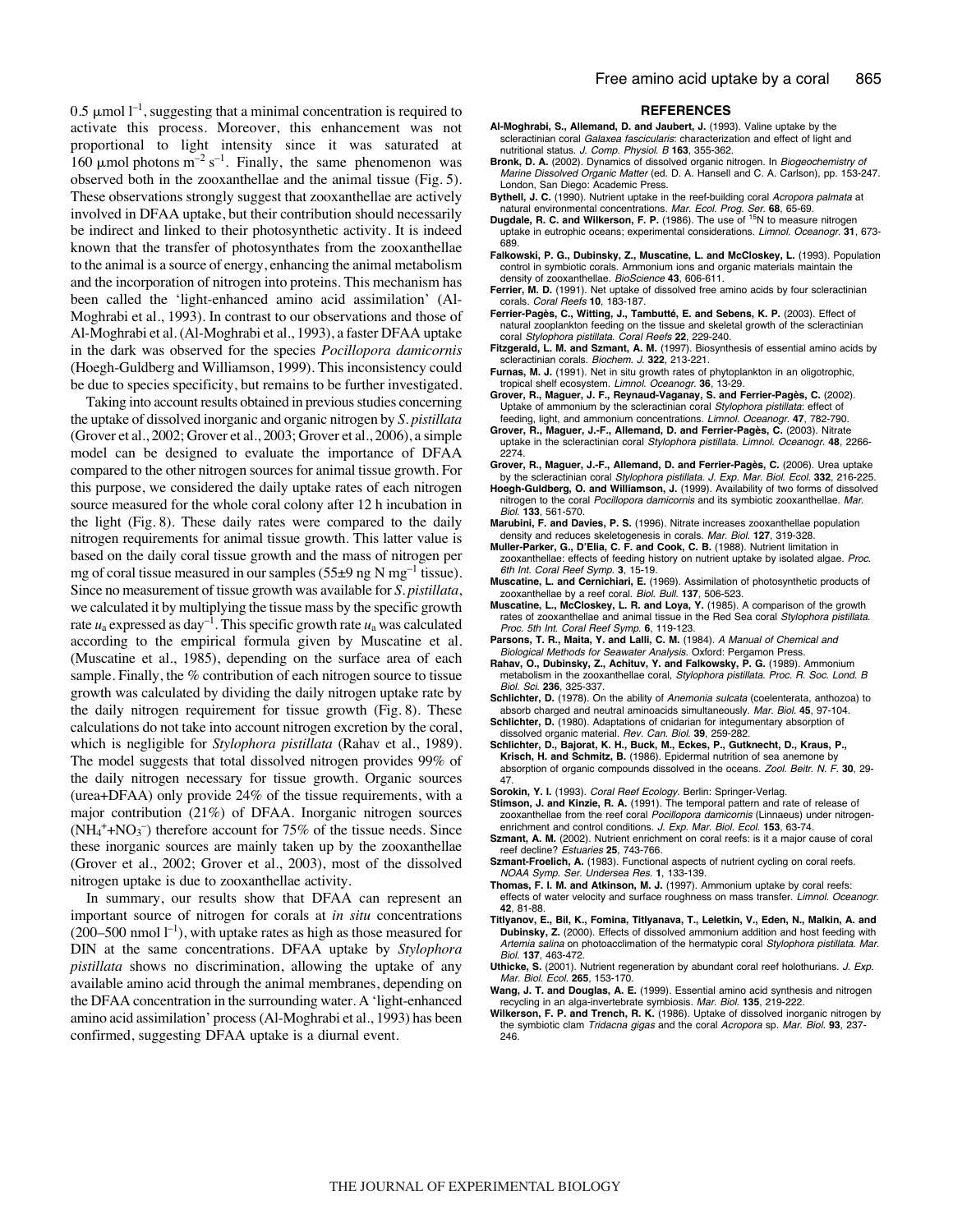0.5 μmol $l^{-1}$, suggesting that a minimal concentration is required to activate this process. Moreover, this enhancement was not proportional to light intensity since it was saturated at 160 μmol photons $m^{-2}$ $s^{-1}$. Finally, the same phenomenon was observed both in the zooxanthellae and the animal tissue (Fig. 5). These observations strongly suggest that zooxanthellae are actively involved in DFAA uptake, but their contribution should necessarily be indirect and linked to their photosynthetic activity. It is indeed known that the transfer of photosynthates from the zooxanthellae to the animal is a source of energy, enhancing the animal metabolism and the incorporation of nitrogen into proteins. This mechanism has been called the 'light-enhanced amino acid assimilation' (Al-Moghrabi et al., 1993). In contrast to our observations and those of Al-Moghrabi et al. (Al-Moghrabi et al., 1993), a faster DFAA uptake in the dark was observed for the species *Pocillopora damicornis* (Hoegh-Guldberg and Williamson, 1999). This inconsistency could be due to species specificity, but remains to be further investigated.

Taking into account results obtained in previous studies concerning the uptake of dissolved inorganic and organic nitrogen by *S. pistillata* (Grover et al., 2002; Grover et al., 2003; Grover et al., 2006), a simple model can be designed to evaluate the importance of DFAA compared to the other nitrogen sources for animal tissue growth. For this purpose, we considered the daily uptake rates of each nitrogen source measured for the whole coral colony after 12 h incubation in the light (Fig. 8). These daily rates were compared to the daily nitrogen requirements for animal tissue growth. This latter value is based on the daily coral tissue growth and the mass of nitrogen per mg of coral tissue measured in our samples (55±9 ng N $mg^{-1}$ tissue). Since no measurement of tissue growth was available for *S. pistillata*, we calculated it by multiplying the tissue mass by the specific growth rate $u_a$ expressed as $day^{-1}$. This specific growth rate $u_a$ was calculated according to the empirical formula given by Muscatine et al. (Muscatine et al., 1985), depending on the surface area of each sample. Finally, the % contribution of each nitrogen source to tissue growth was calculated by dividing the daily nitrogen uptake rate by the daily nitrogen requirement for tissue growth (Fig. 8). These calculations do not take into account nitrogen excretion by the coral, which is negligible for *Stylophora pistillata* (Rahav et al., 1989). The model suggests that total dissolved nitrogen provides 99% of the daily nitrogen necessary for tissue growth. Organic sources (urea+DFAA) only provide 24% of the tissue requirements, with a major contribution (21%) of DFAA. Inorganic nitrogen sources ($NH_4^+$+$NO_3^-$) therefore account for 75% of the tissue needs. Since these inorganic sources are mainly taken up by the zooxanthellae (Grover et al., 2002; Grover et al., 2003), most of the dissolved nitrogen uptake is due to zooxanthellae activity.

In summary, our results show that DFAA can represent an important source of nitrogen for corals at *in situ* concentrations (200–500 nmol $l^{-1}$), with uptake rates as high as those measured for DIN at the same concentrations. DFAA uptake by *Stylophora pistillata* shows no discrimination, allowing the uptake of any available amino acid through the animal membranes, depending on the DFAA concentration in the surrounding water. A 'light-enhanced amino acid assimilation' process (Al-Moghrabi et al., 1993) has been confirmed, suggesting DFAA uptake is a diurnal event.

## REFERENCES

**Al-Moghrabi, S., Allemand, D. and Jaubert, J.** (1993). Valine uptake by the scleractinian coral *Galaxea fascicularis*: characterization and effect of light and nutritional status. *J. Comp. Physiol. B* **163**, 355-362.

**Bronk, D. A.** (2002). Dynamics of dissolved organic nitrogen. In *Biogeochemistry of Marine Dissolved Organic Matter* (ed. D. A. Hansell and C. A. Carlson), pp. 153-247. London, San Diego: Academic Press.

**Bythell, J. C.** (1990). Nutrient uptake in the reef-building coral *Acropora palmata* at natural environmental concentrations. *Mar. Ecol. Prog. Ser.* **68**, 65-69.

**Dugdale, R. C. and Wilkerson, F. P.** (1986). The use of $^{15}N$ to measure nitrogen uptake in eutrophic oceans; experimental considerations. *Limnol. Oceanogr.* **31**, 673-689.

**Falkowski, P. G., Dubinsky, Z., Muscatine, L. and McCloskey, L.** (1993). Population control in symbiotic corals. Ammonium ions and organic materials maintain the density of zooxanthellae. *BioScience* **43**, 606-611.

**Ferrier, M. D.** (1991). Net uptake of dissolved free amino acids by four scleractinian corals. *Coral Reefs* **10**, 183-187.

**Ferrier-Pagès, C., Witting, J., Tambutté, E. and Sebens, K. P.** (2003). Effect of natural zooplankton feeding on the tissue and skeletal growth of the scleractinian coral *Stylophora pistillata*. *Coral Reefs* **22**, 229-240.

**Fitzgerald, L. M. and Szmant, A. M.** (1997). Biosynthesis of essential amino acids by scleractinian corals. *Biochem. J.* **322**, 213-221.

**Furnas, M. J.** (1991). Net in situ growth rates of phytoplankton in an oligotrophic, tropical shelf ecosystem. *Limnol. Oceanogr.* **36**, 13-29.

**Grover, R., Maguer, J. F., Reynaud-Vaganay, S. and Ferrier-Pagès, C.** (2002). Uptake of ammonium by the scleractinian coral *Stylophora pistillata*: effect of feeding, light, and ammonium concentrations. *Limnol. Oceanogr.* **47**, 782-790.

**Grover, R., Maguer, J.-F., Allemand, D. and Ferrier-Pagès, C.** (2003). Nitrate uptake in the scleractinian coral *Stylophora pistillata*. *Limnol. Oceanogr.* **48**, 2266-2274.

**Grover, R., Maguer, J.-F., Allemand, D. and Ferrier-Pagès, C.** (2006). Urea uptake by the scleractinian coral *Stylophora pistillata*. *J. Exp. Mar. Biol. Ecol.* **332**, 216-225.

**Hoegh-Guldberg, O. and Williamson, J.** (1999). Availability of two forms of dissolved nitrogen to the coral *Pocillopora damicornis* and its symbiotic zooxanthellae. *Mar. Biol.* **133**, 561-570.

**Marubini, F. and Davies, P. S.** (1996). Nitrate increases zooxanthellae population density and reduces skeletogenesis in corals. *Mar. Biol.* **127**, 319-328.

**Muller-Parker, G., D'Elia, C. F. and Cook, C. B.** (1988). Nutrient limitation in zooxanthellae: effects of feeding history on nutrient uptake by isolated algae. *Proc. 6th Int. Coral Reef Symp.* **3**, 15-19.

**Muscatine, L. and Cernichiari, E.** (1969). Assimilation of photosynthetic products of zooxanthellae by a reef coral. *Biol. Bull.* **137**, 506-523.

**Muscatine, L., McCloskey, L. R. and Loya, Y.** (1985). A comparison of the growth rates of zooxanthellae and animal tissue in the Red Sea coral *Stylophora pistillata*. *Proc. 5th Int. Coral Reef Symp.* **6**, 119-123.

**Parsons, T. R., Maita, Y. and Lalli, C. M.** (1984). *A Manual of Chemical and Biological Methods for Seawater Analysis*. Oxford: Pergamon Press.

**Rahav, O., Dubinsky, Z., Achituv, Y. and Falkowsky, P. G.** (1989). Ammonium metabolism in the zooxanthellae coral, *Stylophora pistillata*. *Proc. R. Soc. Lond. B Biol. Sci.* **236**, 325-337.

**Schlichter, D.** (1978). On the ability of *Anemonia sulcata* (coelenterata, anthozoa) to absorb charged and neutral aminoacids simultaneously. *Mar. Biol.* **45**, 97-104.

**Schlichter, D.** (1980). Adaptations of cnidarian for integumentary absorption of dissolved organic material. *Rev. Can. Biol.* **39**, 259-282.

**Schlichter, D., Bajorat, K. H., Buck, M., Eckes, P., Gutknecht, D., Kraus, P., Krisch, H. and Schmitz, B.** (1986). Epidermal nutrition of sea anemone by absorption of organic compounds dissolved in the oceans. *Zool. Beitr. N. F.* **30**, 29-47.

**Sorokin, Y. I.** (1993). *Coral Reef Ecology*. Berlin: Springer-Verlag.

**Stimson, J. and Kinzie, R. A.** (1991). The temporal pattern and rate of release of zooxanthellae from the reef coral *Pocillopora damicornis* (Linnaeus) under nitrogen-enrichment and control conditions. *J. Exp. Mar. Biol. Ecol.* **153**, 63-74.

**Szmant, A. M.** (2002). Nutrient enrichment on coral reefs: is it a major cause of coral reef decline? *Estuaries* **25**, 743-766.

**Szmant-Froelich, A.** (1983). Functional aspects of nutrient cycling on coral reefs. *NOAA Symp. Ser. Undersea Res.* **1**, 133-139.

**Thomas, F. I. M. and Atkinson, M. J.** (1997). Ammonium uptake by coral reefs: effects of water velocity and surface roughness on mass transfer. *Limnol. Oceanogr.* **42**, 81-88.

**Titlyanov, E., Bil, K., Fomina, Titlyanova, T., Leletkin, V., Eden, N., Malkin, A. and Dubinsky, Z.** (2000). Effects of dissolved ammonium addition and host feeding with *Artemia salina* on photoacclimation of the hermatypic coral *Stylophora pistillata*. *Mar. Biol.* **137**, 463-472.

**Uthicke, S.** (2001). Nutrient regeneration by abundant coral reef holothurians. *J. Exp. Mar. Biol. Ecol.* **265**, 153-170.

**Wang, J. T. and Douglas, A. E.** (1999). Essential amino acid synthesis and nitrogen recycling in an alga-invertebrate symbiosis. *Mar. Biol.* **135**, 219-222.

**Wilkerson, F. P. and Trench, R. K.** (1986). Uptake of dissolved inorganic nitrogen by the symbiotic clam *Tridacna gigas* and the coral *Acropora* sp. *Mar. Biol.* **93**, 237-246.